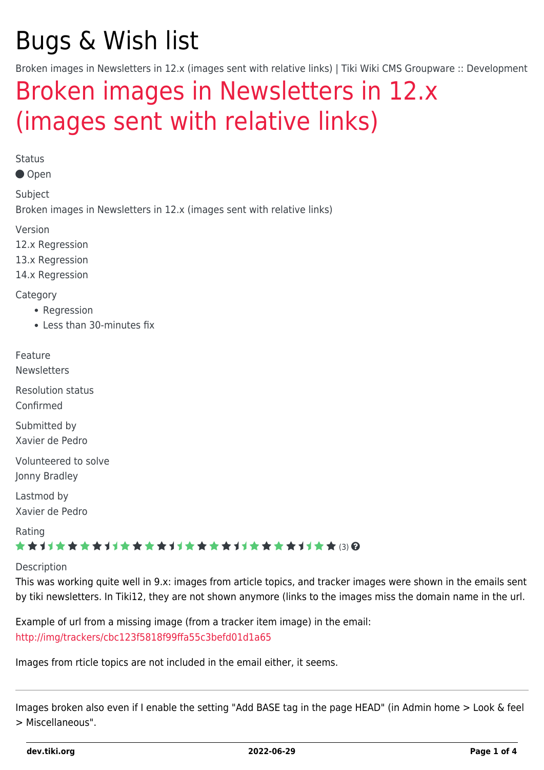# Bugs & Wish list

Broken images in Newsletters in 12.x (images sent with relative links) | Tiki Wiki CMS Groupware :: Development

## Broken images in Newsletters in 12.x (images sent with relative links)

Status

● Open

Subject

Broken images in Newsletters in 12.x (images sent with relative links)

Version

12.x Regression
13.x Regression
14.x Regression

Category

- Regression
- Less than 30-minutes fix

Feature

Newsletters

Resolution status

Confirmed

Submitted by

Xavier de Pedro

Volunteered to solve

Jonny Bradley

Lastmod by

Xavier de Pedro

Rating

(3)

Description

This was working quite well in 9.x: images from article topics, and tracker images were shown in the emails sent by tiki newsletters. In Tiki12, they are not shown anymore (links to the images miss the domain name in the url.

Example of url from a missing image (from a tracker item image) in the email:
http://img/trackers/cbc123f5818f99ffa55c3befd01d1a65

Images from rticle topics are not included in the email either, it seems.

---

Images broken also even if I enable the setting "Add BASE tag in the page HEAD" (in Admin home > Look & feel > Miscellaneous".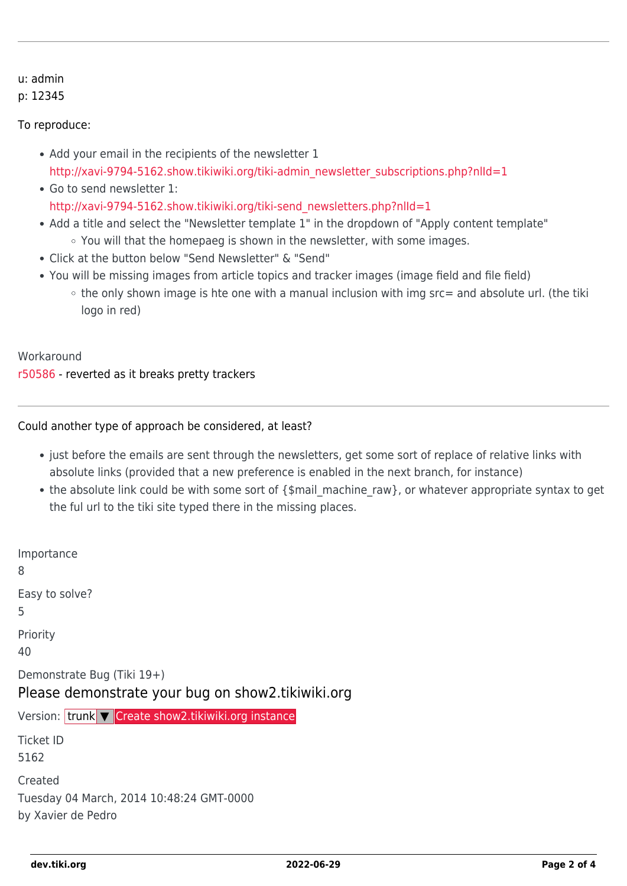---

u: admin
p: 12345

To reproduce:

- Add your email in the recipients of the newsletter 1
  http://xavi-9794-5162.show.tikiwiki.org/tiki-admin_newsletter_subscriptions.php?nlId=1
- Go to send newsletter 1:
  http://xavi-9794-5162.show.tikiwiki.org/tiki-send_newsletters.php?nlId=1
- Add a title and select the "Newsletter template 1" in the dropdown of "Apply content template"
  - You will that the homepaeg is shown in the newsletter, with some images.
- Click at the button below "Send Newsletter" & "Send"
- You will be missing images from article topics and tracker images (image field and file field)
  - the only shown image is hte one with a manual inclusion with img src= and absolute url. (the tiki logo in red)

Workaround
r50586 - reverted as it breaks pretty trackers

---

Could another type of approach be considered, at least?

- just before the emails are sent through the newsletters, get some sort of replace of relative links with absolute links (provided that a new preference is enabled in the next branch, for instance)
- the absolute link could be with some sort of {$mail_machine_raw}, or whatever appropriate syntax to get the ful url to the tiki site typed there in the missing places.

Importance
8

Easy to solve?
5

Priority
40

Demonstrate Bug (Tiki 19+)

## Please demonstrate your bug on show2.tikiwiki.org

Version: trunk ▼ Create show2.tikiwiki.org instance

Ticket ID
5162

Created
Tuesday 04 March, 2014 10:48:24 GMT-0000
by Xavier de Pedro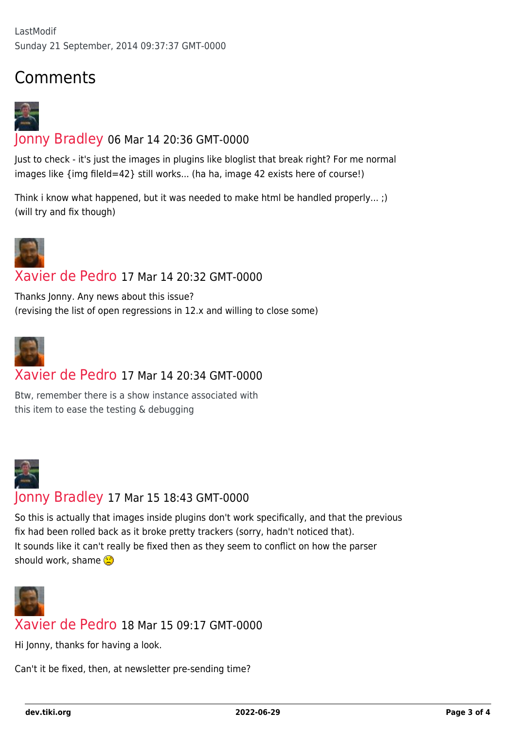LastModif
Sunday 21 September, 2014 09:37:37 GMT-0000

## Comments

### Jonny Bradley 06 Mar 14 20:36 GMT-0000

Just to check - it's just the images in plugins like bloglist that break right? For me normal images like {img fileId=42} still works... (ha ha, image 42 exists here of course!)

Think i know what happened, but it was needed to make html be handled properly... ;)
(will try and fix though)

### Xavier de Pedro 17 Mar 14 20:32 GMT-0000

Thanks Jonny. Any news about this issue?
(revising the list of open regressions in 12.x and willing to close some)

### Xavier de Pedro 17 Mar 14 20:34 GMT-0000

Btw, remember there is a show instance associated with
this item to ease the testing & debugging

### Jonny Bradley 17 Mar 15 18:43 GMT-0000

So this is actually that images inside plugins don't work specifically, and that the previous fix had been rolled back as it broke pretty trackers (sorry, hadn't noticed that).
It sounds like it can't really be fixed then as they seem to conflict on how the parser should work, shame 🙁

### Xavier de Pedro 18 Mar 15 09:17 GMT-0000

Hi Jonny, thanks for having a look.

Can't it be fixed, then, at newsletter pre-sending time?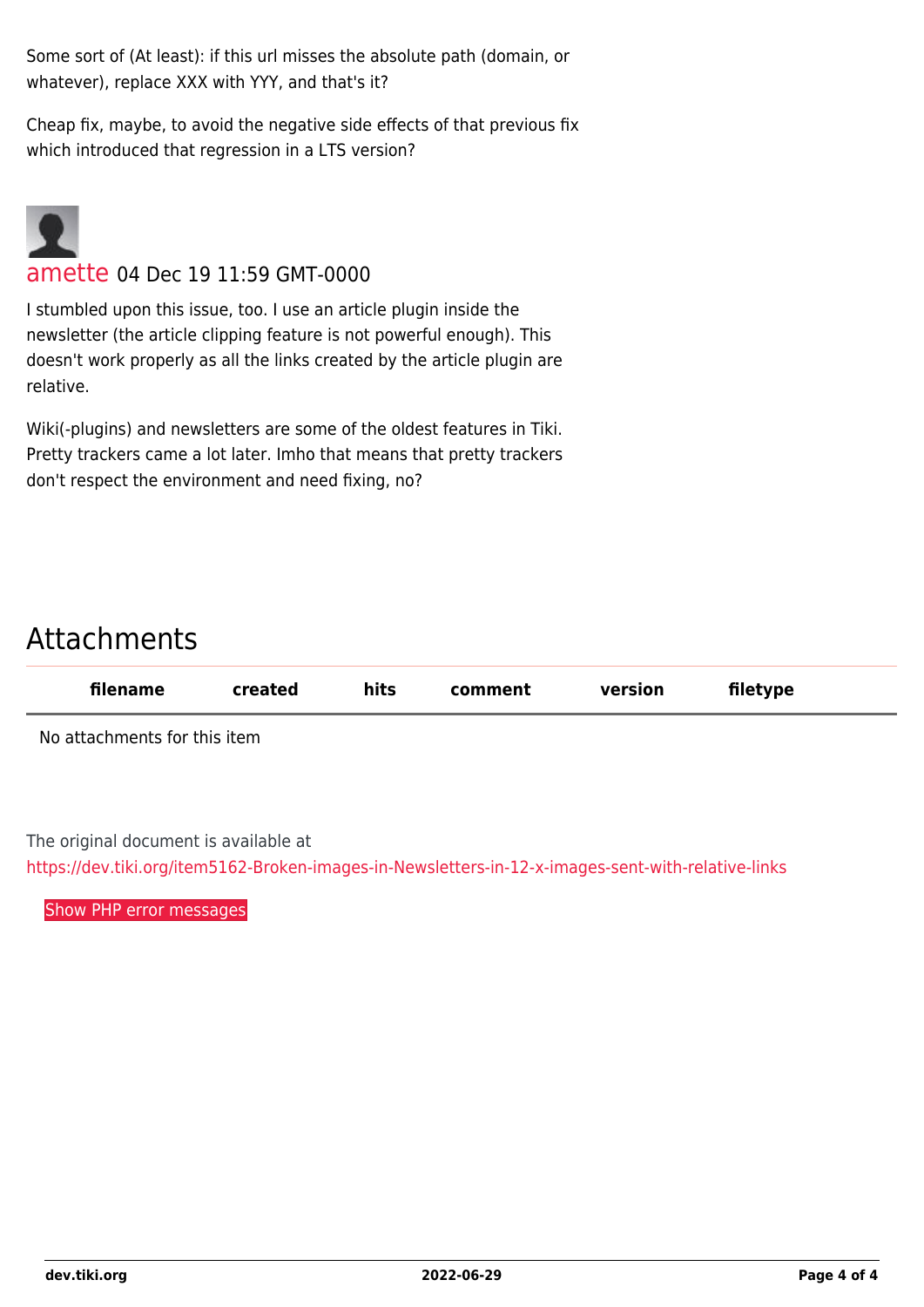Some sort of (At least): if this url misses the absolute path (domain, or whatever), replace XXX with YYY, and that's it?

Cheap fix, maybe, to avoid the negative side effects of that previous fix which introduced that regression in a LTS version?

amette 04 Dec 19 11:59 GMT-0000

I stumbled upon this issue, too. I use an article plugin inside the newsletter (the article clipping feature is not powerful enough). This doesn't work properly as all the links created by the article plugin are relative.

Wiki(-plugins) and newsletters are some of the oldest features in Tiki. Pretty trackers came a lot later. Imho that means that pretty trackers don't respect the environment and need fixing, no?

# Attachments

| filename | created | hits | comment | version | filetype |
| --- | --- | --- | --- | --- | --- |
| No attachments for this item | | | | | |

The original document is available at https://dev.tiki.org/item5162-Broken-images-in-Newsletters-in-12-x-images-sent-with-relative-links

Show PHP error messages